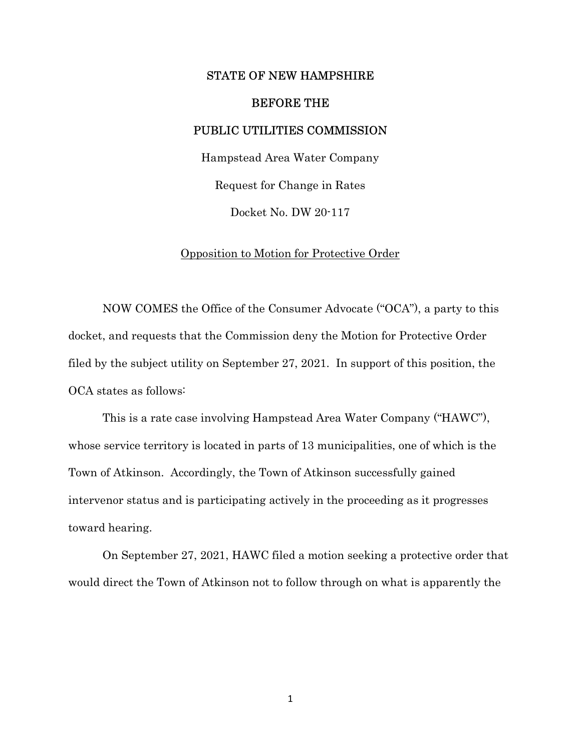STATE OF NEW HAMPSHIRE

BEFORE THE

PUBLIC UTILITIES COMMISSION

Hampstead Area Water Company

Request for Change in Rates

Docket No. DW 20-117

<u>Opposition to Motion for Protective Order</u>

NOW COMES the Office of the Consumer Advocate ("OCA"), a party to this docket, and requests that the Commission deny the Motion for Protective Order filed by the subject utility on September 27, 2021. In support of this position, the OCA states as follows:

This is a rate case involving Hampstead Area Water Company ("HAWC"), whose service territory is located in parts of 13 municipalities, one of which is the Town of Atkinson. Accordingly, the Town of Atkinson successfully gained intervenor status and is participating actively in the proceeding as it progresses toward hearing.

On September 27, 2021, HAWC filed a motion seeking a protective order that would direct the Town of Atkinson not to follow through on what is apparently the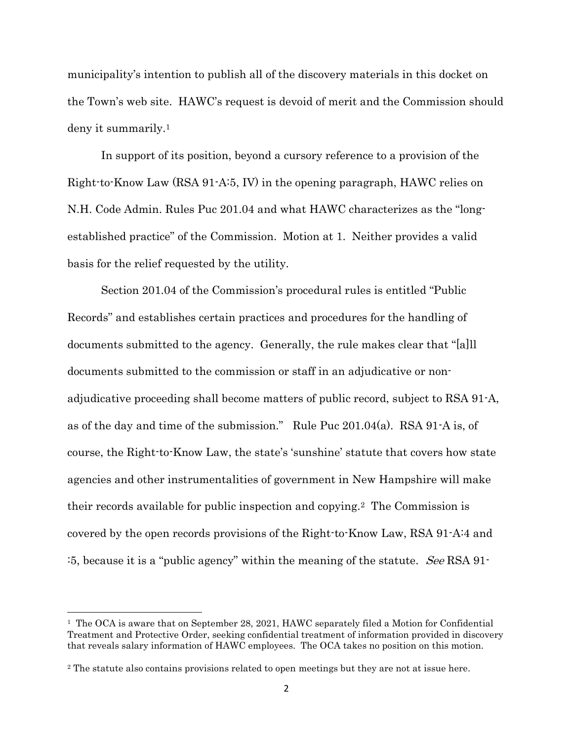municipality's intention to publish all of the discovery materials in this docket on the Town's web site. HAWC's request is devoid of merit and the Commission should deny it summarily.[1]

In support of its position, beyond a cursory reference to a provision of the Right-to-Know Law (RSA 91-A:5, IV) in the opening paragraph, HAWC relies on N.H. Code Admin. Rules Puc 201.04 and what HAWC characterizes as the "long-established practice" of the Commission. Motion at 1. Neither provides a valid basis for the relief requested by the utility.

Section 201.04 of the Commission's procedural rules is entitled "Public Records" and establishes certain practices and procedures for the handling of documents submitted to the agency. Generally, the rule makes clear that "[a]ll documents submitted to the commission or staff in an adjudicative or non-adjudicative proceeding shall become matters of public record, subject to RSA 91-A, as of the day and time of the submission." Rule Puc 201.04(a). RSA 91-A is, of course, the Right-to-Know Law, the state's 'sunshine' statute that covers how state agencies and other instrumentalities of government in New Hampshire will make their records available for public inspection and copying.[2] The Commission is covered by the open records provisions of the Right-to-Know Law, RSA 91-A:4 and :5, because it is a "public agency" within the meaning of the statute. *See* RSA 91-

---

[1] The OCA is aware that on September 28, 2021, HAWC separately filed a Motion for Confidential Treatment and Protective Order, seeking confidential treatment of information provided in discovery that reveals salary information of HAWC employees. The OCA takes no position on this motion.

[2] The statute also contains provisions related to open meetings but they are not at issue here.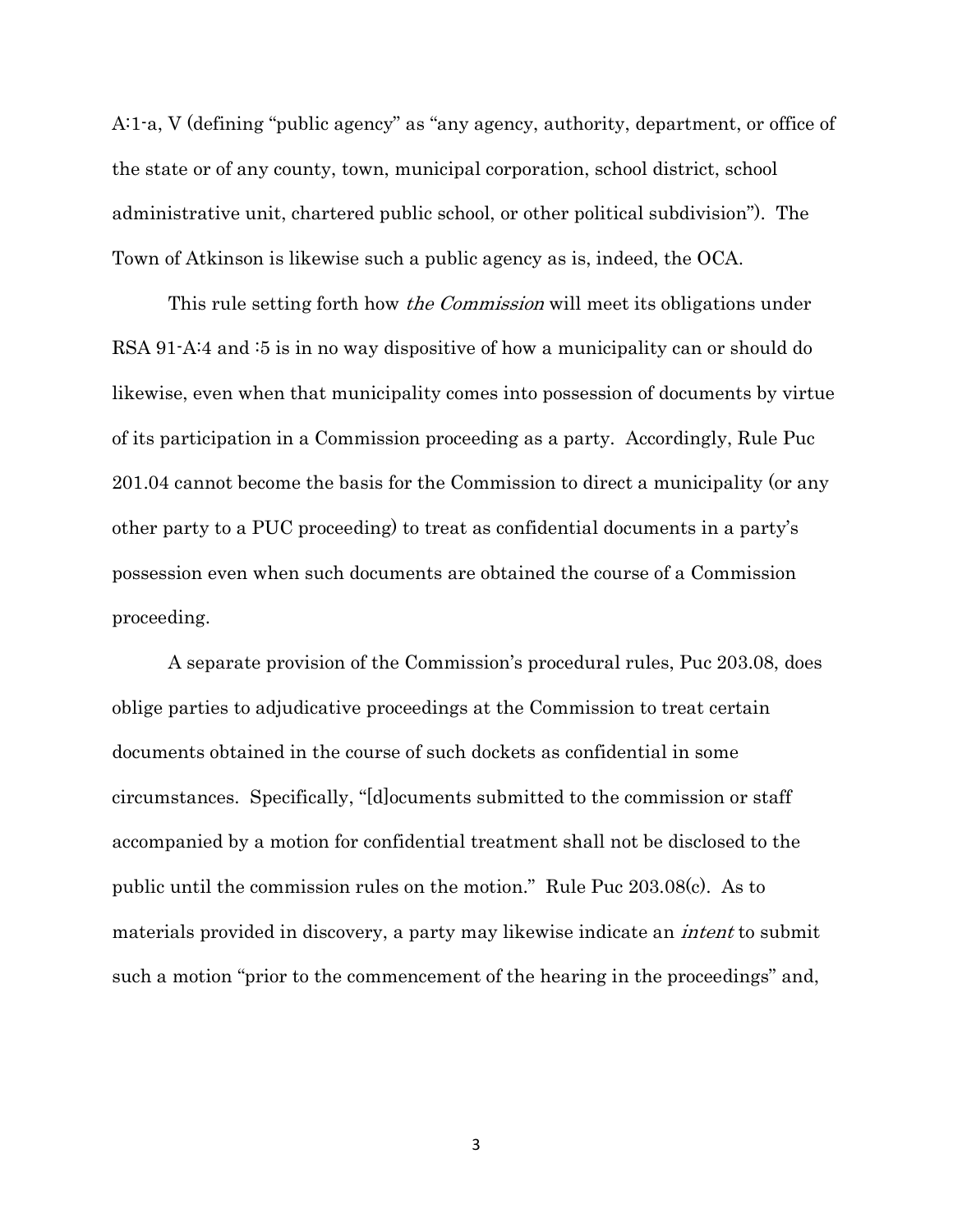A:1-a, V (defining "public agency" as "any agency, authority, department, or office of the state or of any county, town, municipal corporation, school district, school administrative unit, chartered public school, or other political subdivision"). The Town of Atkinson is likewise such a public agency as is, indeed, the OCA.

This rule setting forth how *the Commission* will meet its obligations under RSA 91-A:4 and :5 is in no way dispositive of how a municipality can or should do likewise, even when that municipality comes into possession of documents by virtue of its participation in a Commission proceeding as a party. Accordingly, Rule Puc 201.04 cannot become the basis for the Commission to direct a municipality (or any other party to a PUC proceeding) to treat as confidential documents in a party's possession even when such documents are obtained the course of a Commission proceeding.

A separate provision of the Commission's procedural rules, Puc 203.08, does oblige parties to adjudicative proceedings at the Commission to treat certain documents obtained in the course of such dockets as confidential in some circumstances. Specifically, "[d]ocuments submitted to the commission or staff accompanied by a motion for confidential treatment shall not be disclosed to the public until the commission rules on the motion." Rule Puc 203.08(c). As to materials provided in discovery, a party may likewise indicate an *intent* to submit such a motion "prior to the commencement of the hearing in the proceedings" and,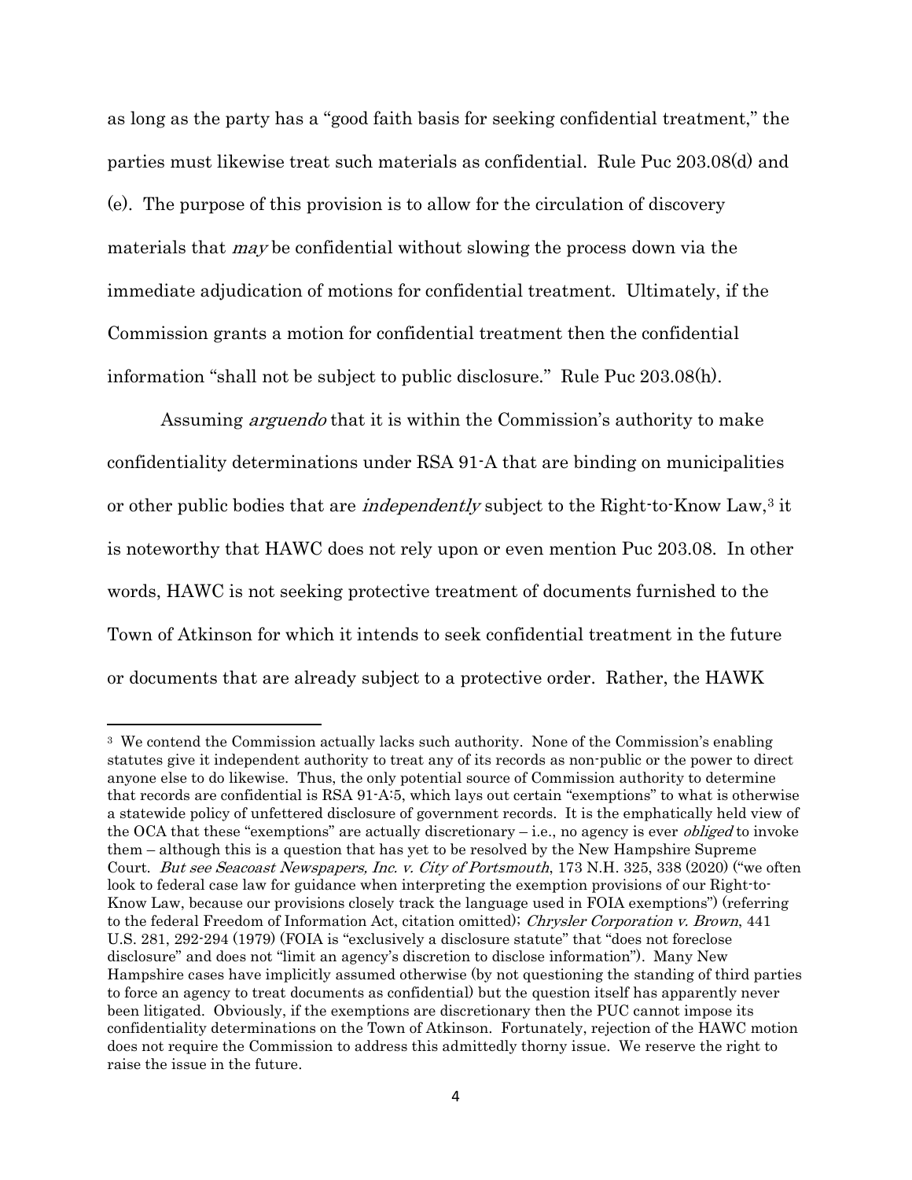as long as the party has a "good faith basis for seeking confidential treatment," the parties must likewise treat such materials as confidential. Rule Puc 203.08(d) and (e). The purpose of this provision is to allow for the circulation of discovery materials that *may* be confidential without slowing the process down via the immediate adjudication of motions for confidential treatment. Ultimately, if the Commission grants a motion for confidential treatment then the confidential information "shall not be subject to public disclosure." Rule Puc 203.08(h).

Assuming *arguendo* that it is within the Commission's authority to make confidentiality determinations under RSA 91-A that are binding on municipalities or other public bodies that are *independently* subject to the Right-to-Know Law,[3] it is noteworthy that HAWC does not rely upon or even mention Puc 203.08. In other words, HAWC is not seeking protective treatment of documents furnished to the Town of Atkinson for which it intends to seek confidential treatment in the future or documents that are already subject to a protective order. Rather, the HAWK

---

[3] We contend the Commission actually lacks such authority. None of the Commission's enabling statutes give it independent authority to treat any of its records as non-public or the power to direct anyone else to do likewise. Thus, the only potential source of Commission authority to determine that records are confidential is RSA 91-A:5, which lays out certain "exemptions" to what is otherwise a statewide policy of unfettered disclosure of government records. It is the emphatically held view of the OCA that these "exemptions" are actually discretionary – i.e., no agency is ever *obliged* to invoke them – although this is a question that has yet to be resolved by the New Hampshire Supreme Court. *But see Seacoast Newspapers, Inc. v. City of Portsmouth*, 173 N.H. 325, 338 (2020) ("we often look to federal case law for guidance when interpreting the exemption provisions of our Right-to-Know Law, because our provisions closely track the language used in FOIA exemptions") (referring to the federal Freedom of Information Act, citation omitted); *Chrysler Corporation v. Brown*, 441 U.S. 281, 292-294 (1979) (FOIA is "exclusively a disclosure statute" that "does not foreclose disclosure" and does not "limit an agency's discretion to disclose information"). Many New Hampshire cases have implicitly assumed otherwise (by not questioning the standing of third parties to force an agency to treat documents as confidential) but the question itself has apparently never been litigated. Obviously, if the exemptions are discretionary then the PUC cannot impose its confidentiality determinations on the Town of Atkinson. Fortunately, rejection of the HAWC motion does not require the Commission to address this admittedly thorny issue. We reserve the right to raise the issue in the future.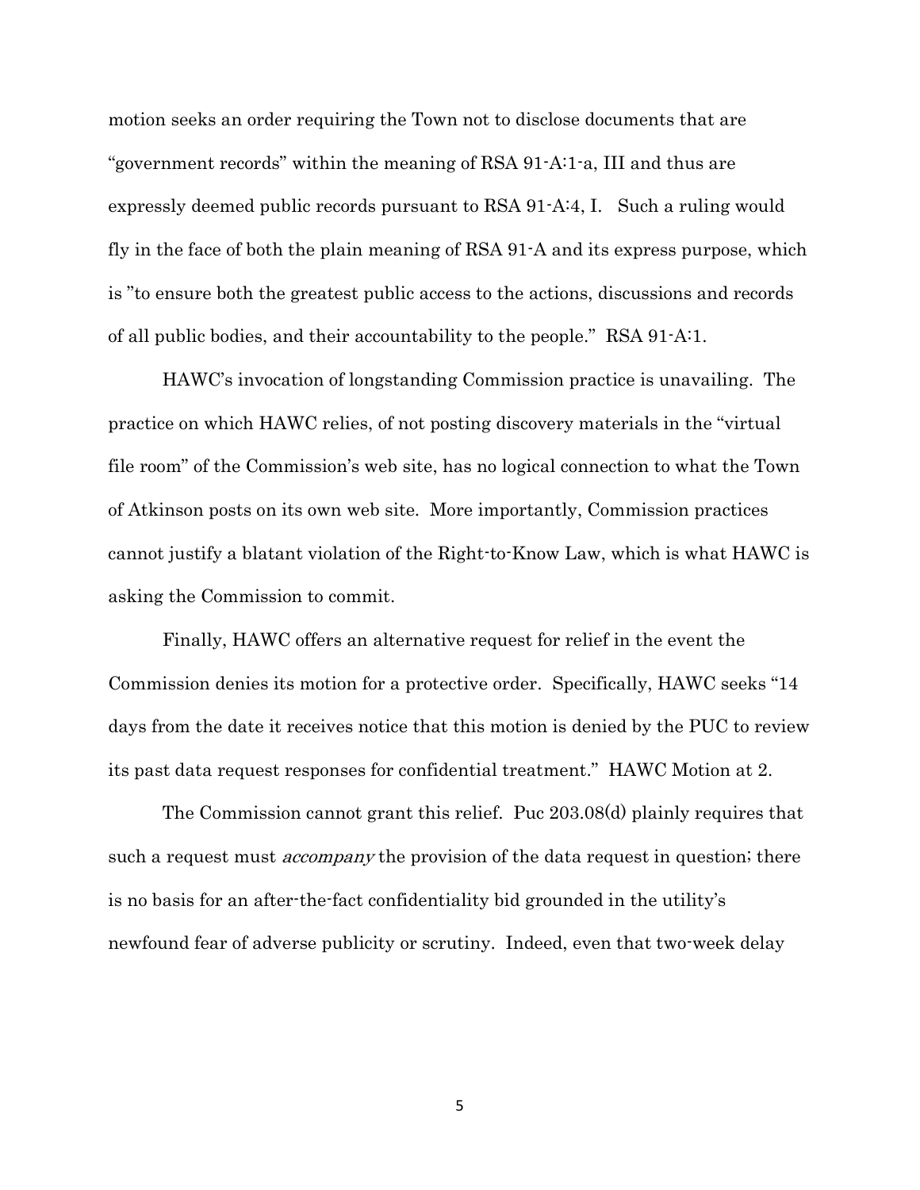motion seeks an order requiring the Town not to disclose documents that are "government records" within the meaning of RSA 91-A:1-a, III and thus are expressly deemed public records pursuant to RSA 91-A:4, I. Such a ruling would fly in the face of both the plain meaning of RSA 91-A and its express purpose, which is "to ensure both the greatest public access to the actions, discussions and records of all public bodies, and their accountability to the people." RSA 91-A:1.

HAWC's invocation of longstanding Commission practice is unavailing. The practice on which HAWC relies, of not posting discovery materials in the "virtual file room" of the Commission's web site, has no logical connection to what the Town of Atkinson posts on its own web site. More importantly, Commission practices cannot justify a blatant violation of the Right-to-Know Law, which is what HAWC is asking the Commission to commit.

Finally, HAWC offers an alternative request for relief in the event the Commission denies its motion for a protective order. Specifically, HAWC seeks "14 days from the date it receives notice that this motion is denied by the PUC to review its past data request responses for confidential treatment." HAWC Motion at 2.

The Commission cannot grant this relief. Puc 203.08(d) plainly requires that such a request must *accompany* the provision of the data request in question; there is no basis for an after-the-fact confidentiality bid grounded in the utility's newfound fear of adverse publicity or scrutiny. Indeed, even that two-week delay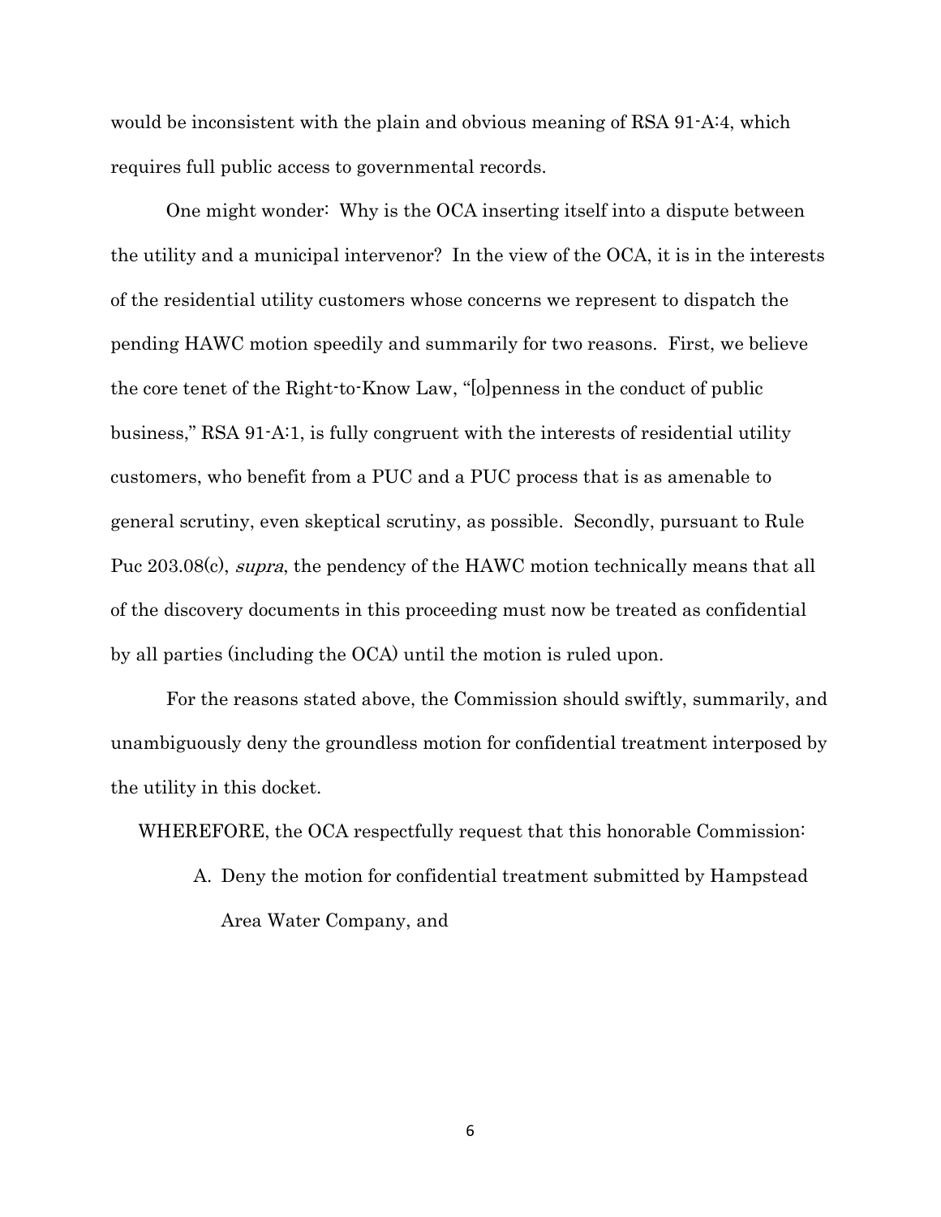would be inconsistent with the plain and obvious meaning of RSA 91-A:4, which requires full public access to governmental records.

One might wonder: Why is the OCA inserting itself into a dispute between the utility and a municipal intervenor? In the view of the OCA, it is in the interests of the residential utility customers whose concerns we represent to dispatch the pending HAWC motion speedily and summarily for two reasons. First, we believe the core tenet of the Right-to-Know Law, "[o]penness in the conduct of public business," RSA 91-A:1, is fully congruent with the interests of residential utility customers, who benefit from a PUC and a PUC process that is as amenable to general scrutiny, even skeptical scrutiny, as possible. Secondly, pursuant to Rule Puc 203.08(c), *supra*, the pendency of the HAWC motion technically means that all of the discovery documents in this proceeding must now be treated as confidential by all parties (including the OCA) until the motion is ruled upon.

For the reasons stated above, the Commission should swiftly, summarily, and unambiguously deny the groundless motion for confidential treatment interposed by the utility in this docket.

WHEREFORE, the OCA respectfully request that this honorable Commission:

A. Deny the motion for confidential treatment submitted by Hampstead Area Water Company, and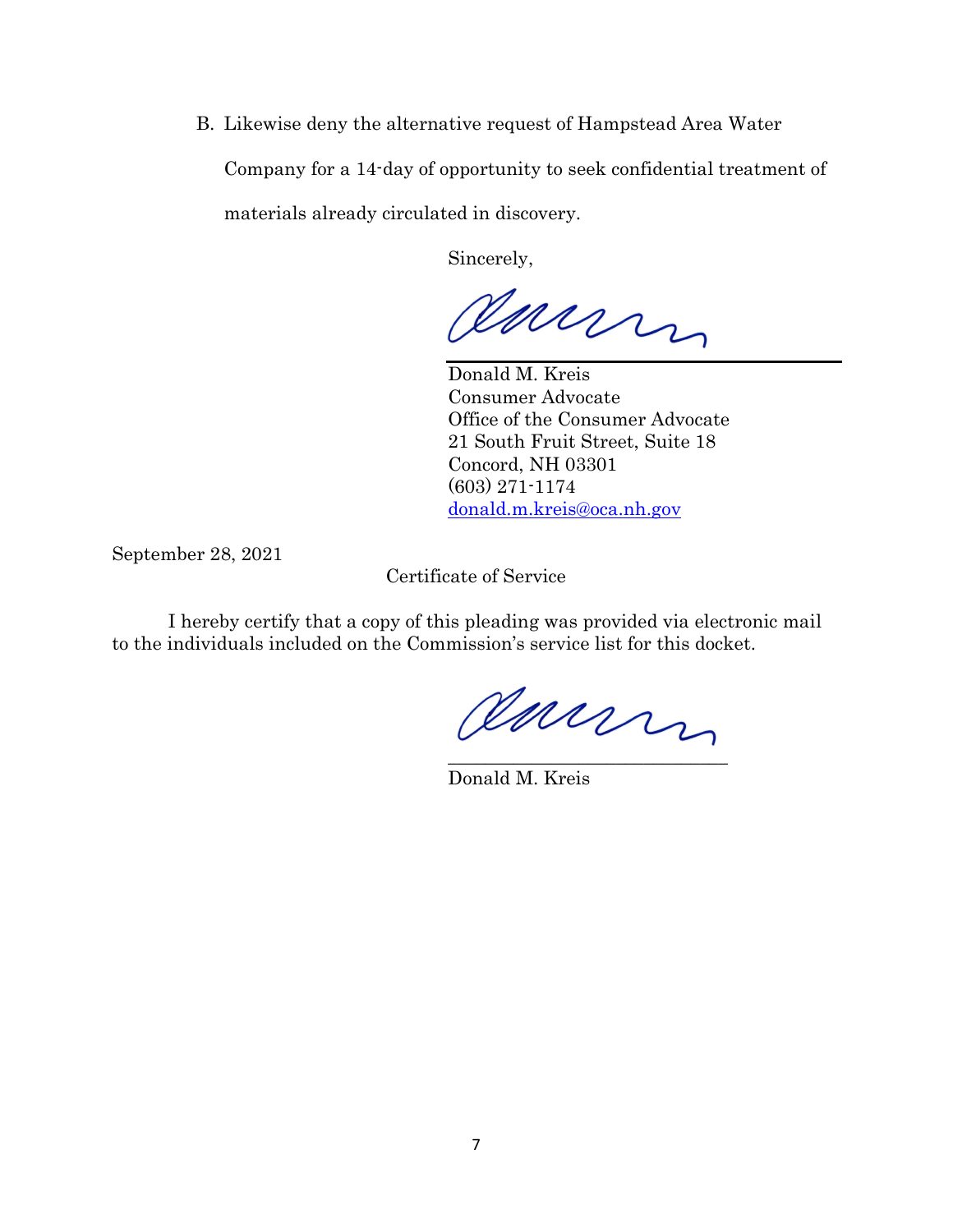B. Likewise deny the alternative request of Hampstead Area Water Company for a 14-day of opportunity to seek confidential treatment of materials already circulated in discovery.

Sincerely,

Donald M. Kreis
Consumer Advocate
Office of the Consumer Advocate
21 South Fruit Street, Suite 18
Concord, NH 03301
(603) 271-1174
donald.m.kreis@oca.nh.gov

September 28, 2021

Certificate of Service

I hereby certify that a copy of this pleading was provided via electronic mail to the individuals included on the Commission's service list for this docket.

Donald M. Kreis